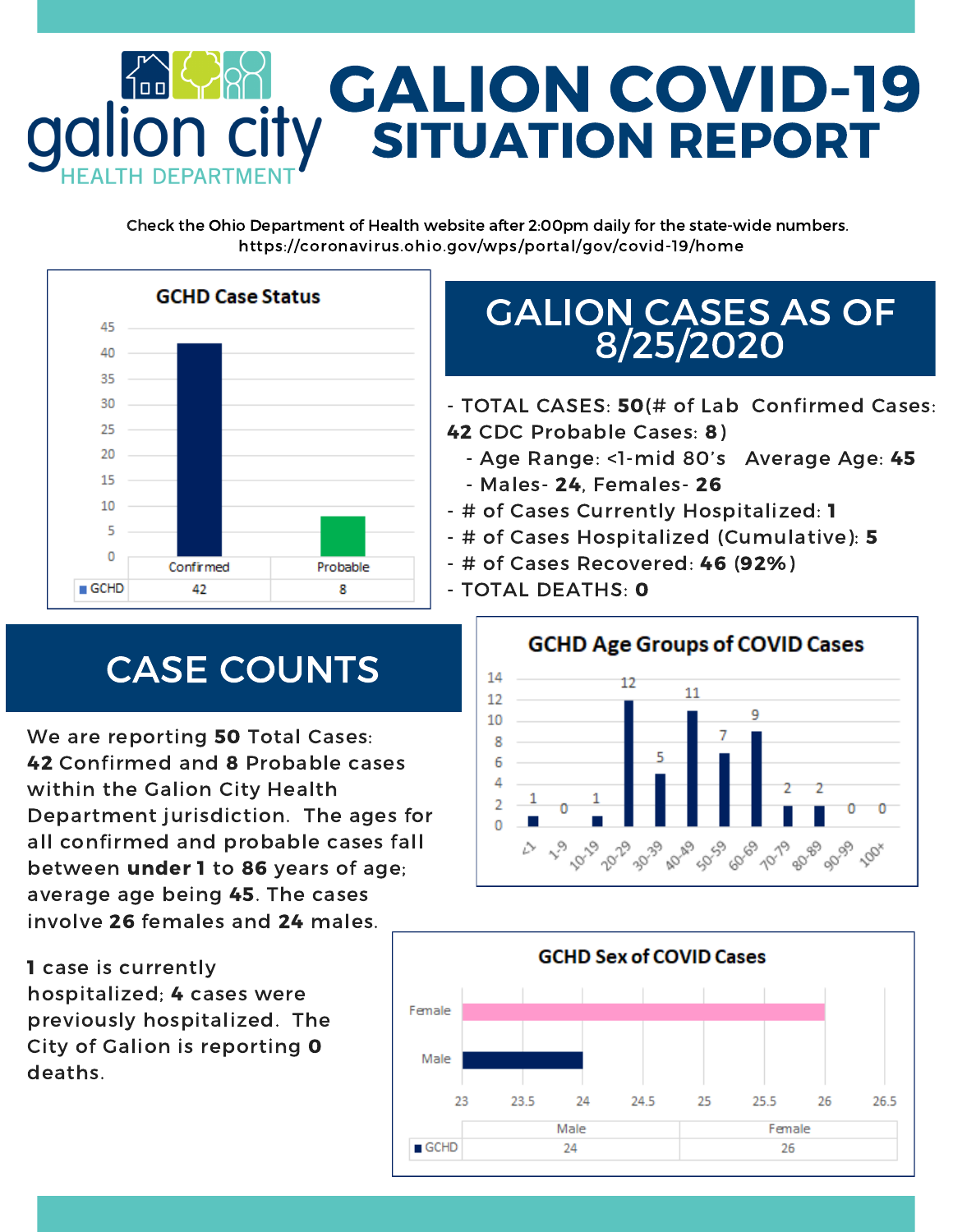# GALION COVID-19 SITUATION REPORT

galion city HEALTH DEPARTMENT

Check the Ohio Department of Health website after 2:00pm daily for the state-wide numbers.
https://coronavirus.ohio.gov/wps/portal/gov/covid-19/home

## GCHD Case Status

| | Confirmed | Probable |
|---|---|---|
| GCHD | 42 | 8 |

## GALION CASES AS OF 8/25/2020

- TOTAL CASES: **50**(# of Lab Confirmed Cases: **42** CDC Probable Cases: **8**)
  - Age Range: <1-mid 80's Average Age: **45**
  - Males- **24**, Females- **26**
- # of Cases Currently Hospitalized: **1**
- # of Cases Hospitalized (Cumulative): **5**
- # of Cases Recovered: **46** (**92%**)
- TOTAL DEATHS: **0**

## CASE COUNTS

We are reporting **50** Total Cases: **42** Confirmed and **8** Probable cases within the Galion City Health Department jurisdiction. The ages for all confirmed and probable cases fall between **under 1** to **86** years of age; average age being **45**. The cases involve **26** females and **24** males.

**1** case is currently hospitalized; **4** cases were previously hospitalized. The City of Galion is reporting **0** deaths.

## GCHD Age Groups of COVID Cases

| <1 | 1-9 | 10-19 | 20-29 | 30-39 | 40-49 | 50-59 | 60-69 | 70-79 | 80-89 | 90-99 | 100+ |
|---|---|---|---|---|---|---|---|---|---|---|---|
| 1 | 0 | 1 | 12 | 5 | 11 | 7 | 9 | 2 | 2 | 0 | 0 |

## GCHD Sex of COVID Cases

| | Male | Female |
|---|---|---|
| GCHD | 24 | 26 |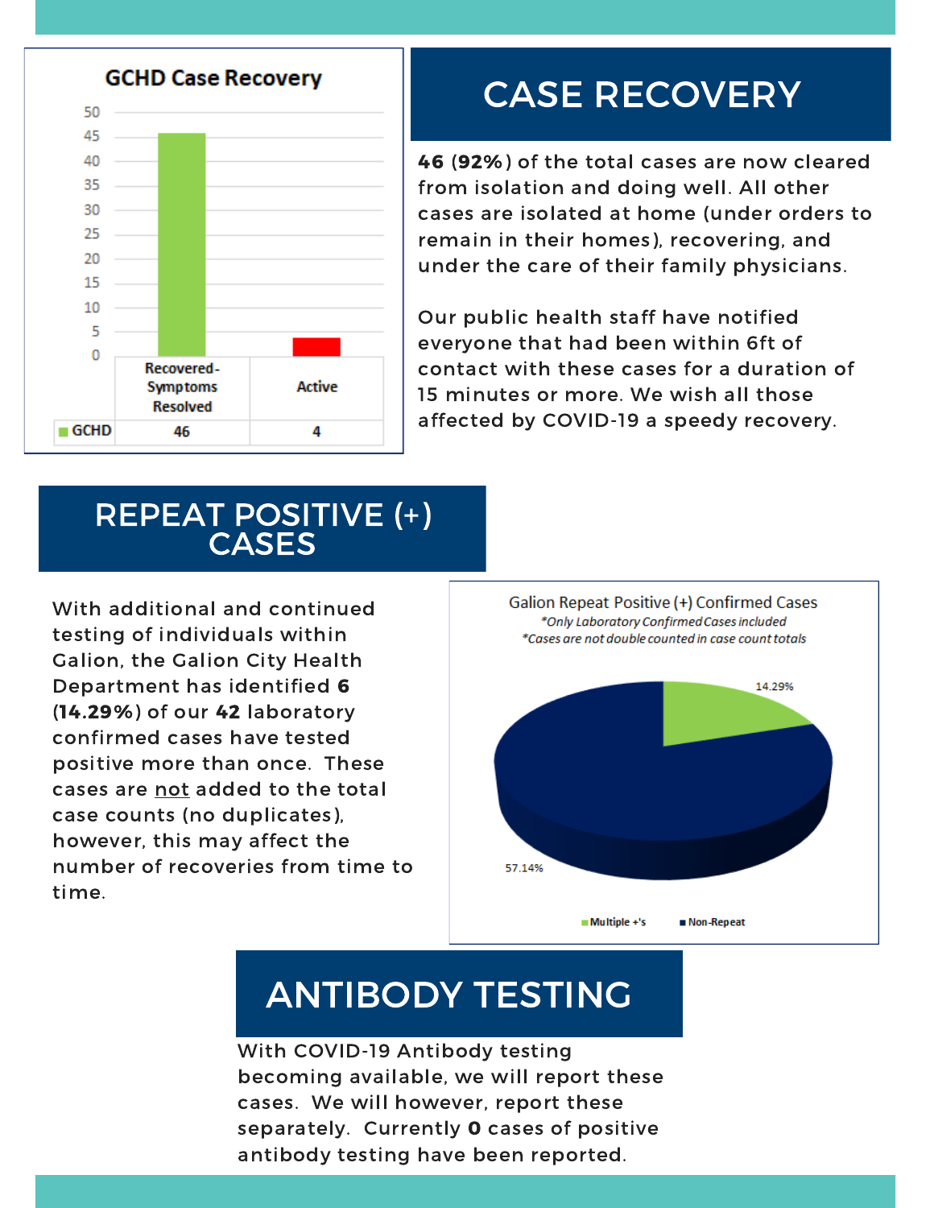## GCHD Case Recovery

| | Recovered-Symptoms Resolved | Active |
|---|---|---|
| GCHD | 46 | 4 |

## CASE RECOVERY

**46** (**92%**) of the total cases are now cleared from isolation and doing well. All other cases are isolated at home (under orders to remain in their homes), recovering, and under the care of their family physicians.

Our public health staff have notified everyone that had been within 6ft of contact with these cases for a duration of 15 minutes or more. We wish all those affected by COVID-19 a speedy recovery.

## REPEAT POSITIVE (+) CASES

With additional and continued testing of individuals within Galion, the Galion City Health Department has identified **6** (**14.29%**) of our **42** laboratory confirmed cases have tested positive more than once. These cases are <u>not</u> added to the total case counts (no duplicates), however, this may affect the number of recoveries from time to time.

Galion Repeat Positive (+) Confirmed Cases

*\*Only Laboratory Confirmed Cases included*

*\*Cases are not double counted in case count totals*

| | Percentage |
|---|---|
| Multiple +'s | 14.29% |
| Non-Repeat | 57.14% |

## ANTIBODY TESTING

With COVID-19 Antibody testing becoming available, we will report these cases. We will however, report these separately. Currently **0** cases of positive antibody testing have been reported.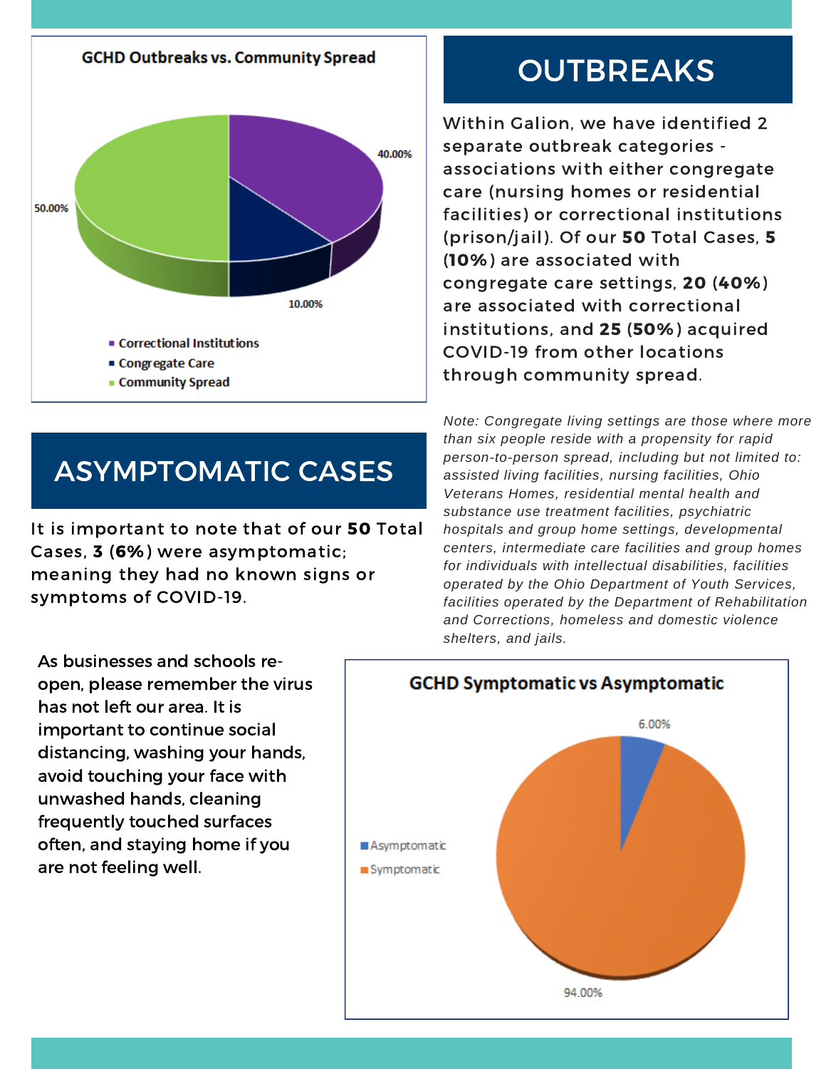## GCHD Outbreaks vs. Community Spread

- Correctional Institutions: 40.00%
- Congregate Care: 10.00%
- Community Spread: 50.00%

# OUTBREAKS

Within Galion, we have identified 2 separate outbreak categories - associations with either congregate care (nursing homes or residential facilities) or correctional institutions (prison/jail). Of our **50** Total Cases, **5** (**10%**) are associated with congregate care settings, **20** (**40%**) are associated with correctional institutions, and **25** (**50%**) acquired COVID-19 from other locations through community spread.

*Note: Congregate living settings are those where more than six people reside with a propensity for rapid person-to-person spread, including but not limited to: assisted living facilities, nursing facilities, Ohio Veterans Homes, residential mental health and substance use treatment facilities, psychiatric hospitals and group home settings, developmental centers, intermediate care facilities and group homes for individuals with intellectual disabilities, facilities operated by the Ohio Department of Youth Services, facilities operated by the Department of Rehabilitation and Corrections, homeless and domestic violence shelters, and jails.*

# ASYMPTOMATIC CASES

It is important to note that of our **50** Total Cases, **3** (**6%**) were asymptomatic; meaning they had no known signs or symptoms of COVID-19.

As businesses and schools re-open, please remember the virus has not left our area. It is important to continue social distancing, washing your hands, avoid touching your face with unwashed hands, cleaning frequently touched surfaces often, and staying home if you are not feeling well.

## GCHD Symptomatic vs Asymptomatic

- Asymptomatic: 6.00%
- Symptomatic: 94.00%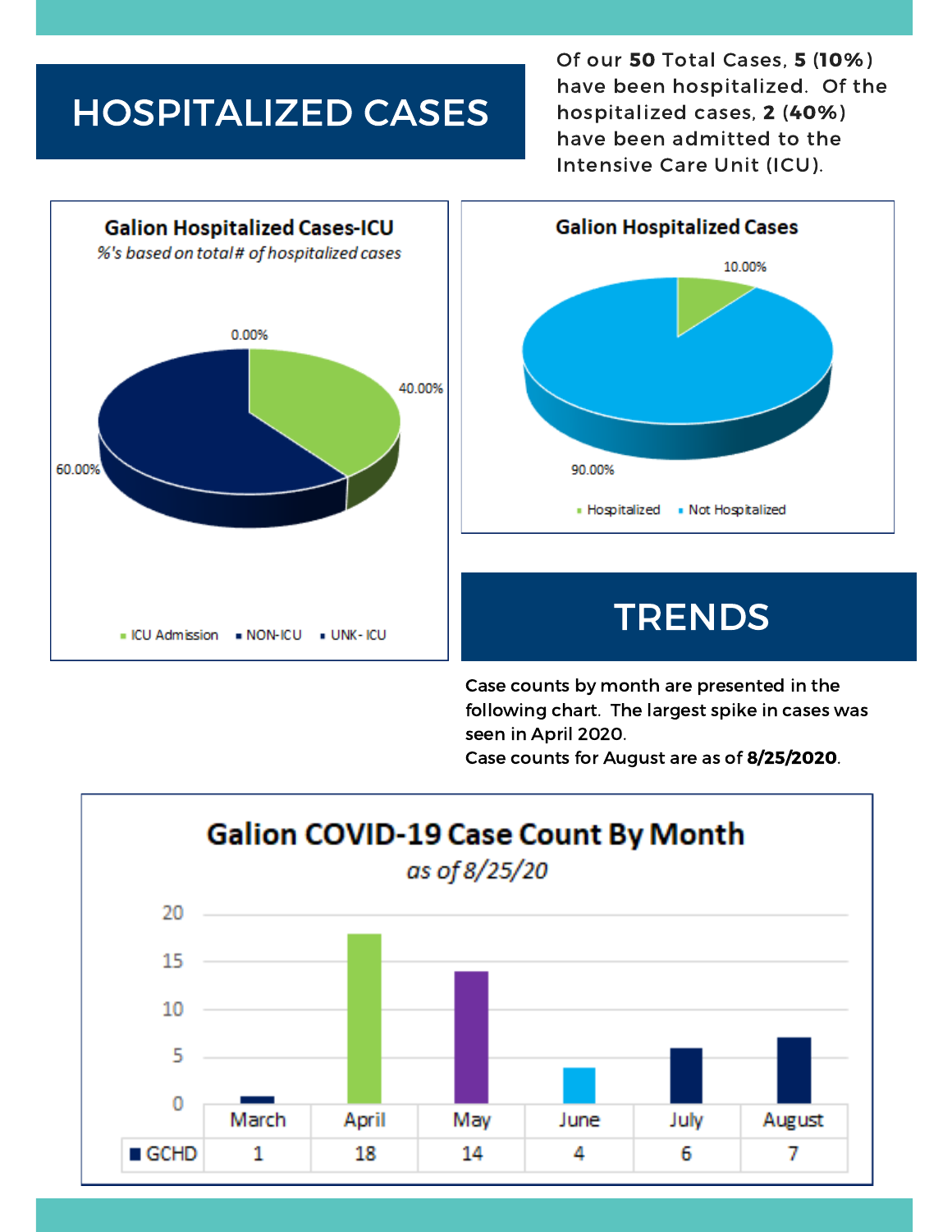# HOSPITALIZED CASES

Of our **50** Total Cases, **5** (**10%**) have been hospitalized. Of the hospitalized cases, **2** (**40%**) have been admitted to the Intensive Care Unit (ICU).

**Galion Hospitalized Cases-ICU**

*%'s based on total # of hospitalized cases*

0.00%

40.00%

60.00%

ICU Admission · NON-ICU · UNK- ICU

**Galion Hospitalized Cases**

10.00%

90.00%

Hospitalized · Not Hospitalized

# TRENDS

Case counts by month are presented in the following chart. The largest spike in cases was seen in April 2020.
Case counts for August are as of **8/25/2020**.

**Galion COVID-19 Case Count By Month**

*as of 8/25/20*

20
15
10
5
0

March April May June July August

GCHD 1 18 14 4 6 7